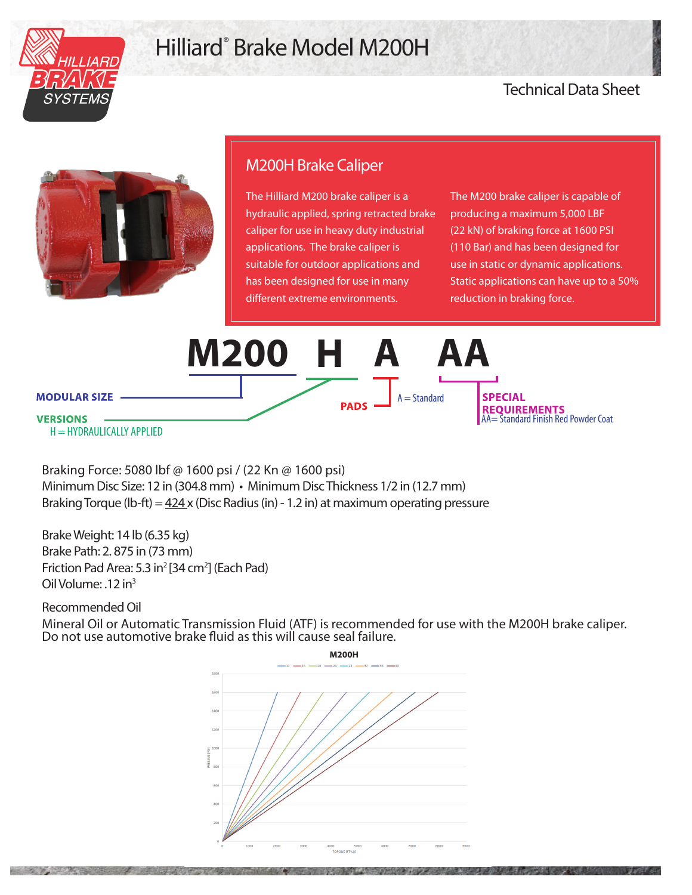# Hilliard® Brake Model M200H

Technical Data Sheet

## M200H Brake Caliper

The Hilliard M200 brake caliper is a hydraulic applied, spring retracted brake caliper for use in heavy duty industrial applications. The brake caliper is suitable for outdoor applications and has been designed for use in many different extreme environments.

The M200 brake caliper is capable of producing a maximum 5,000 LBF (22 kN) of braking force at 1600 PSI (110 Bar) and has been designed for use in static or dynamic applications. Static applications can have up to a 50% reduction in braking force.

**M200 H A AA**

- **MODULAR SIZE** – M200
- **VERSIONS** – H = HYDRAULICALLY APPLIED
- **PADS** – A = Standard
- **SPECIAL REQUIREMENTS** – AA= Standard Finish Red Powder Coat

Braking Force: 5080 lbf @ 1600 psi / (22 Kn @ 1600 psi)
Minimum Disc Size: 12 in (304.8 mm) • Minimum Disc Thickness 1/2 in (12.7 mm)
Braking Torque (lb-ft) = 424 x (Disc Radius (in) - 1.2 in) at maximum operating pressure

Brake Weight: 14 lb (6.35 kg)
Brake Path: 2. 875 in (73 mm)
Friction Pad Area: 5.3 $in^2$ [34 $cm^2$] (Each Pad)
Oil Volume: .12 $in^3$

Recommended Oil

Mineral Oil or Automatic Transmission Fluid (ATF) is recommended for use with the M200H brake caliper. Do not use automotive brake fluid as this will cause seal failure.

M200H

(Chart: PRESSURE (PSI) vs TORQUE (FT-LB); series 12, 16, 20, 24, 28, 32, 36, 40)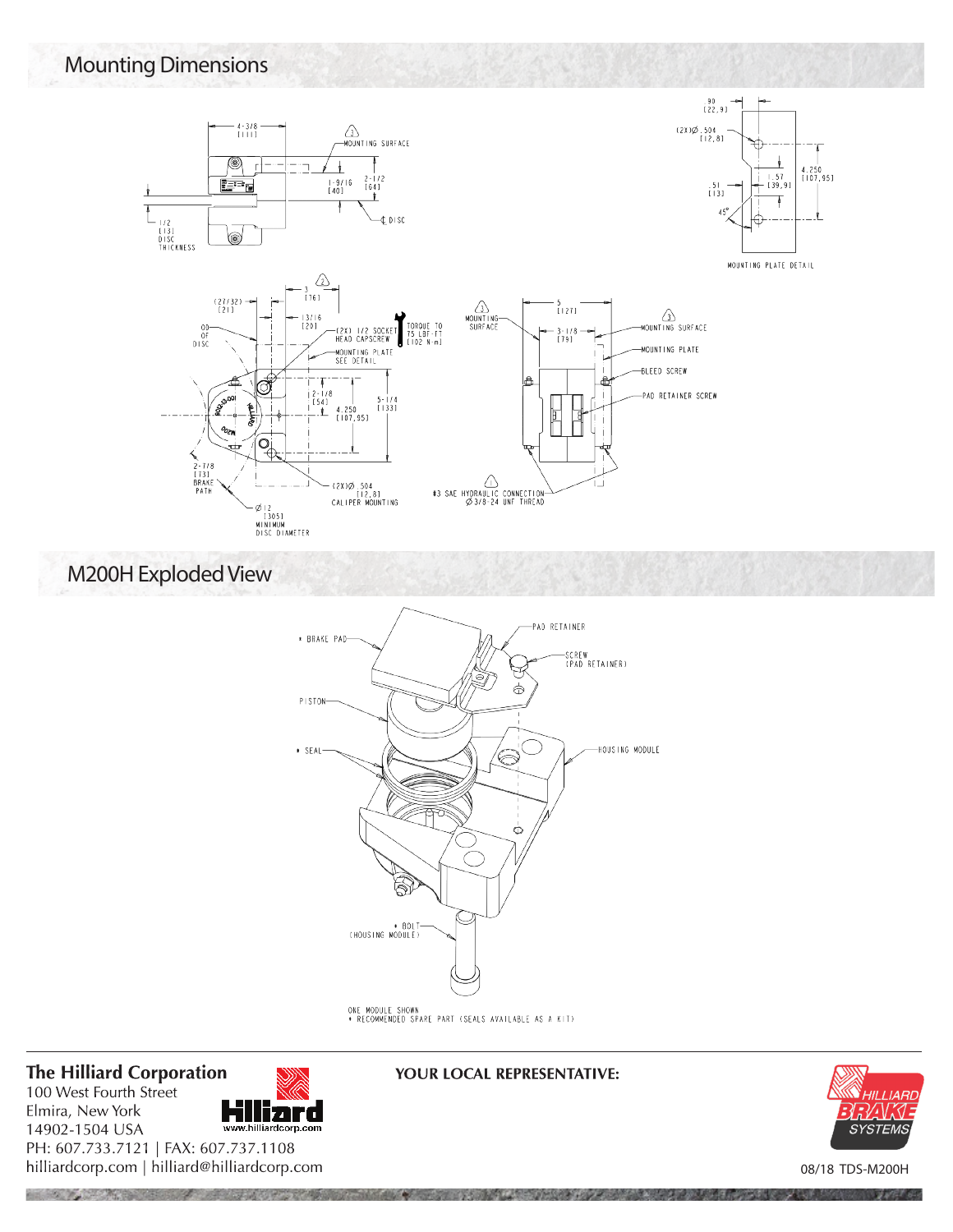## Mounting Dimensions

4-3/8
[111]

MOUNTING SURFACE

1-9/16
[40]

2-1/2
[64]

℄ DISC

1/2
[13]
DISC
THICKNESS

.90
[22,9]

(2X)Ø .504
[12,8]

4.250
[107,95]

1.57
[39,9]

.51
[13]

45°

MOUNTING PLATE DETAIL

(27/32)
[21]

3
[76]

13/16
[20]

OD
OF
DISC

(2X) 1/2 SOCKET
HEAD CAPSCREW

TORQUE TO
75 LBF-FT
[102 N-m]

MOUNTING PLATE
SEE DETAIL

2-1/8
[54]

4.250
[107,95]

5-1/4
[133]

2-7/8
[73]
BRAKE
PATH

(2X)Ø .504
[12,8]
CALIPER MOUNTING

Ø12
[305]
MINIMUM
DISC DIAMETER

MOUNTING
SURFACE

5
[127]

3-1/8
[79]

MOUNTING SURFACE

MOUNTING PLATE

BLEED SCREW

PAD RETAINER SCREW

#3 SAE HYDRAULIC CONNECTION
Ø 3/8-24 UNF THREAD

## M200H Exploded View

* BRAKE PAD

PAD RETAINER

SCREW
(PAD RETAINER)

PISTON

* SEAL

HOUSING MODULE

* BOLT
(HOUSING MODULE)

ONE MODULE SHOWN
* RECOMMENDED SPARE PART (SEALS AVAILABLE AS A KIT)

**The Hilliard Corporation**
100 West Fourth Street
Elmira, New York
14902-1504 USA
PH: 607.733.7121 | FAX: 607.737.1108
hilliardcorp.com | hilliard@hilliardcorp.com

www.hilliardcorp.com

**YOUR LOCAL REPRESENTATIVE:**

HILLIARD BRAKE SYSTEMS

08/18 TDS-M200H